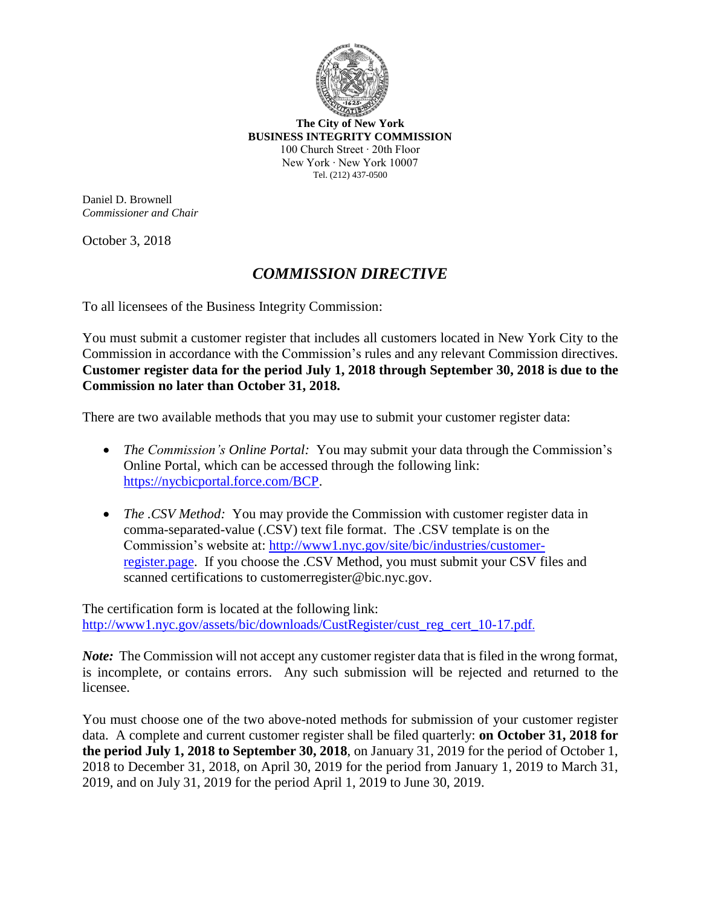**The City of New York**
**BUSINESS INTEGRITY COMMISSION**
100 Church Street · 20th Floor
New York · New York 10007
Tel. (212) 437-0500

Daniel D. Brownell
*Commissioner and Chair*

October 3, 2018

## *COMMISSION DIRECTIVE*

To all licensees of the Business Integrity Commission:

You must submit a customer register that includes all customers located in New York City to the Commission in accordance with the Commission's rules and any relevant Commission directives. **Customer register data for the period July 1, 2018 through September 30, 2018 is due to the Commission no later than October 31, 2018.**

There are two available methods that you may use to submit your customer register data:

- *The Commission's Online Portal:* You may submit your data through the Commission's Online Portal, which can be accessed through the following link: https://nycbicportal.force.com/BCP.
- *The .CSV Method:* You may provide the Commission with customer register data in comma-separated-value (.CSV) text file format. The .CSV template is on the Commission's website at: http://www1.nyc.gov/site/bic/industries/customer-register.page. If you choose the .CSV Method, you must submit your CSV files and scanned certifications to customerregister@bic.nyc.gov.

The certification form is located at the following link: http://www1.nyc.gov/assets/bic/downloads/CustRegister/cust_reg_cert_10-17.pdf.

***Note:*** The Commission will not accept any customer register data that is filed in the wrong format, is incomplete, or contains errors. Any such submission will be rejected and returned to the licensee.

You must choose one of the two above-noted methods for submission of your customer register data. A complete and current customer register shall be filed quarterly: **on October 31, 2018 for the period July 1, 2018 to September 30, 2018**, on January 31, 2019 for the period of October 1, 2018 to December 31, 2018, on April 30, 2019 for the period from January 1, 2019 to March 31, 2019, and on July 31, 2019 for the period April 1, 2019 to June 30, 2019.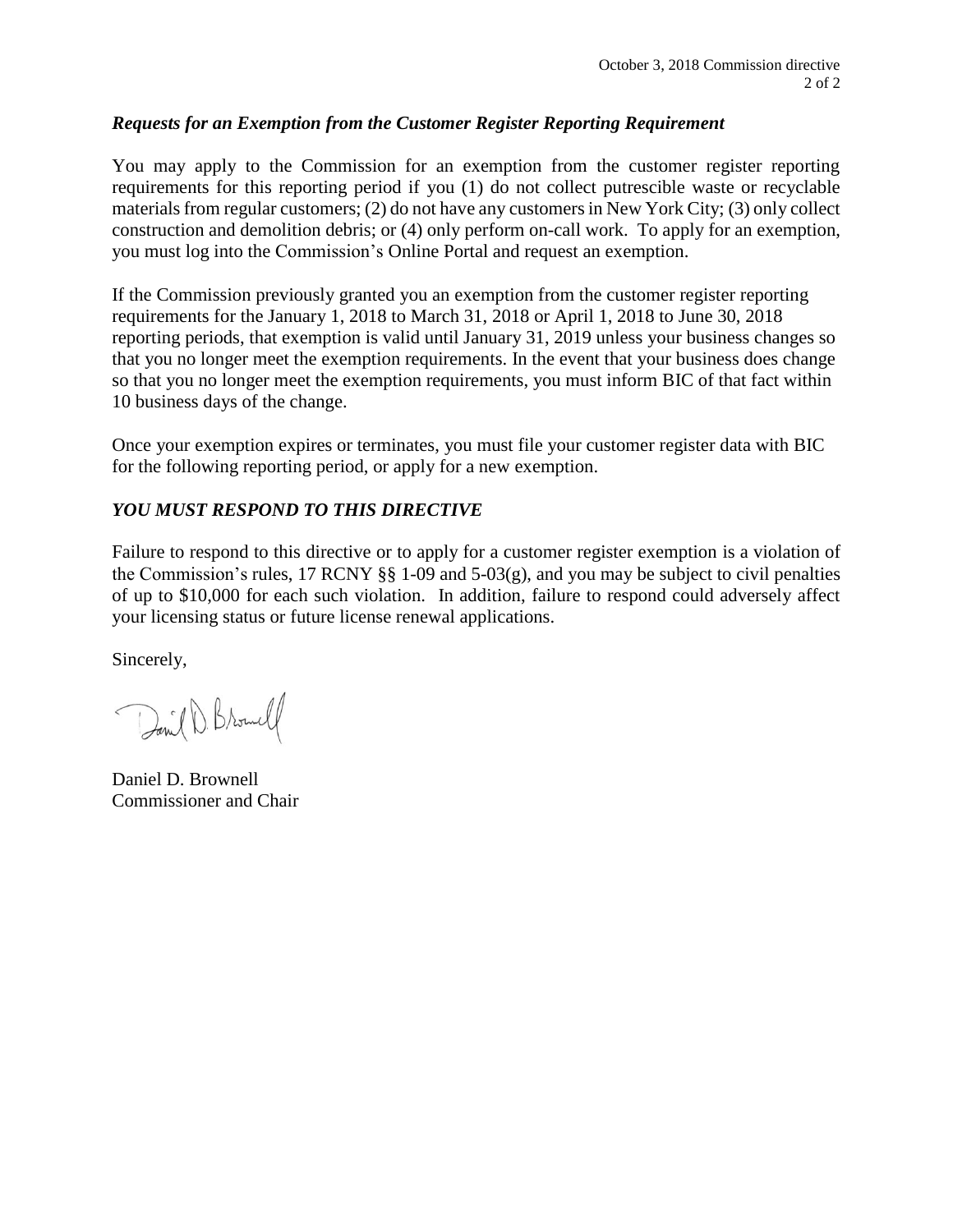***Requests for an Exemption from the Customer Register Reporting Requirement***

You may apply to the Commission for an exemption from the customer register reporting requirements for this reporting period if you (1) do not collect putrescible waste or recyclable materials from regular customers; (2) do not have any customers in New York City; (3) only collect construction and demolition debris; or (4) only perform on-call work. To apply for an exemption, you must log into the Commission's Online Portal and request an exemption.

If the Commission previously granted you an exemption from the customer register reporting requirements for the January 1, 2018 to March 31, 2018 or April 1, 2018 to June 30, 2018 reporting periods, that exemption is valid until January 31, 2019 unless your business changes so that you no longer meet the exemption requirements. In the event that your business does change so that you no longer meet the exemption requirements, you must inform BIC of that fact within 10 business days of the change.

Once your exemption expires or terminates, you must file your customer register data with BIC for the following reporting period, or apply for a new exemption.

***YOU MUST RESPOND TO THIS DIRECTIVE***

Failure to respond to this directive or to apply for a customer register exemption is a violation of the Commission's rules, 17 RCNY §§ 1-09 and 5-03(g), and you may be subject to civil penalties of up to $10,000 for each such violation. In addition, failure to respond could adversely affect your licensing status or future license renewal applications.

Sincerely,

Daniel D. Brownell
Commissioner and Chair